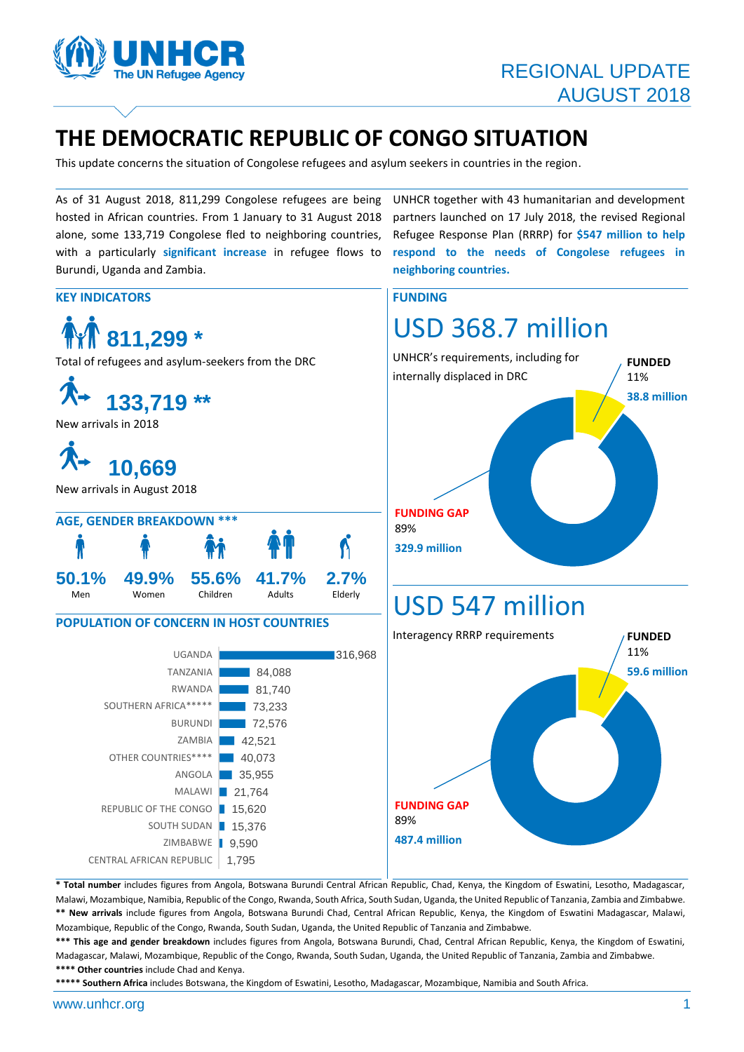REGIONAL UPDATE
AUGUST 2018

# THE DEMOCRATIC REPUBLIC OF CONGO SITUATION

This update concerns the situation of Congolese refugees and asylum seekers in countries in the region.

As of 31 August 2018, 811,299 Congolese refugees are being hosted in African countries. From 1 January to 31 August 2018 alone, some 133,719 Congolese fled to neighboring countries, with a particularly **significant increase** in refugee flows to Burundi, Uganda and Zambia.

UNHCR together with 43 humanitarian and development partners launched on 17 July 2018, the revised Regional Refugee Response Plan (RRRP) for **$547 million to help respond to the needs of Congolese refugees in neighboring countries.**

## KEY INDICATORS

**811,299 ***
Total of refugees and asylum-seekers from the DRC

**133,719 ****
New arrivals in 2018

**10,669**
New arrivals in August 2018

## AGE, GENDER BREAKDOWN ***

| Men | Women | Children | Adults | Elderly |
|---|---|---|---|---|
| 50.1% | 49.9% | 55.6% | 41.7% | 2.7% |

## POPULATION OF CONCERN IN HOST COUNTRIES

| Country | Population |
|---|---|
| UGANDA | 316,968 |
| TANZANIA | 84,088 |
| RWANDA | 81,740 |
| SOUTHERN AFRICA***** | 73,233 |
| BURUNDI | 72,576 |
| ZAMBIA | 42,521 |
| OTHER COUNTRIES**** | 40,073 |
| ANGOLA | 35,955 |
| MALAWI | 21,764 |
| REPUBLIC OF THE CONGO | 15,620 |
| SOUTH SUDAN | 15,376 |
| ZIMBABWE | 9,590 |
| CENTRAL AFRICAN REPUBLIC | 1,795 |

## FUNDING

### USD 368.7 million

UNHCR's requirements, including for internally displaced in DRC

**FUNDED**
11%
**38.8 million**

**FUNDING GAP**
89%
**329.9 million**

### USD 547 million

Interagency RRRP requirements

**FUNDED**
11%
**59.6 million**

**FUNDING GAP**
89%
**487.4 million**

\* **Total number** includes figures from Angola, Botswana Burundi Central African Republic, Chad, Kenya, the Kingdom of Eswatini, Lesotho, Madagascar, Malawi, Mozambique, Namibia, Republic of the Congo, Rwanda, South Africa, South Sudan, Uganda, the United Republic of Tanzania, Zambia and Zimbabwe.
\** **New arrivals** include figures from Angola, Botswana Burundi Chad, Central African Republic, Kenya, the Kingdom of Eswatini Madagascar, Malawi, Mozambique, Republic of the Congo, Rwanda, South Sudan, Uganda, the United Republic of Tanzania, Zambia and Zimbabwe.
\*** **This age and gender breakdown** includes figures from Angola, Botswana Burundi, Chad, Central African Republic, Kenya, the Kingdom of Eswatini, Madagascar, Malawi, Mozambique, Republic of the Congo, Rwanda, South Sudan, Uganda, the United Republic of Tanzania, Zambia and Zimbabwe.
\**** **Other countries** include Chad and Kenya.
\***** **Southern Africa** includes Botswana, the Kingdom of Eswatini, Lesotho, Madagascar, Mozambique, Namibia and South Africa.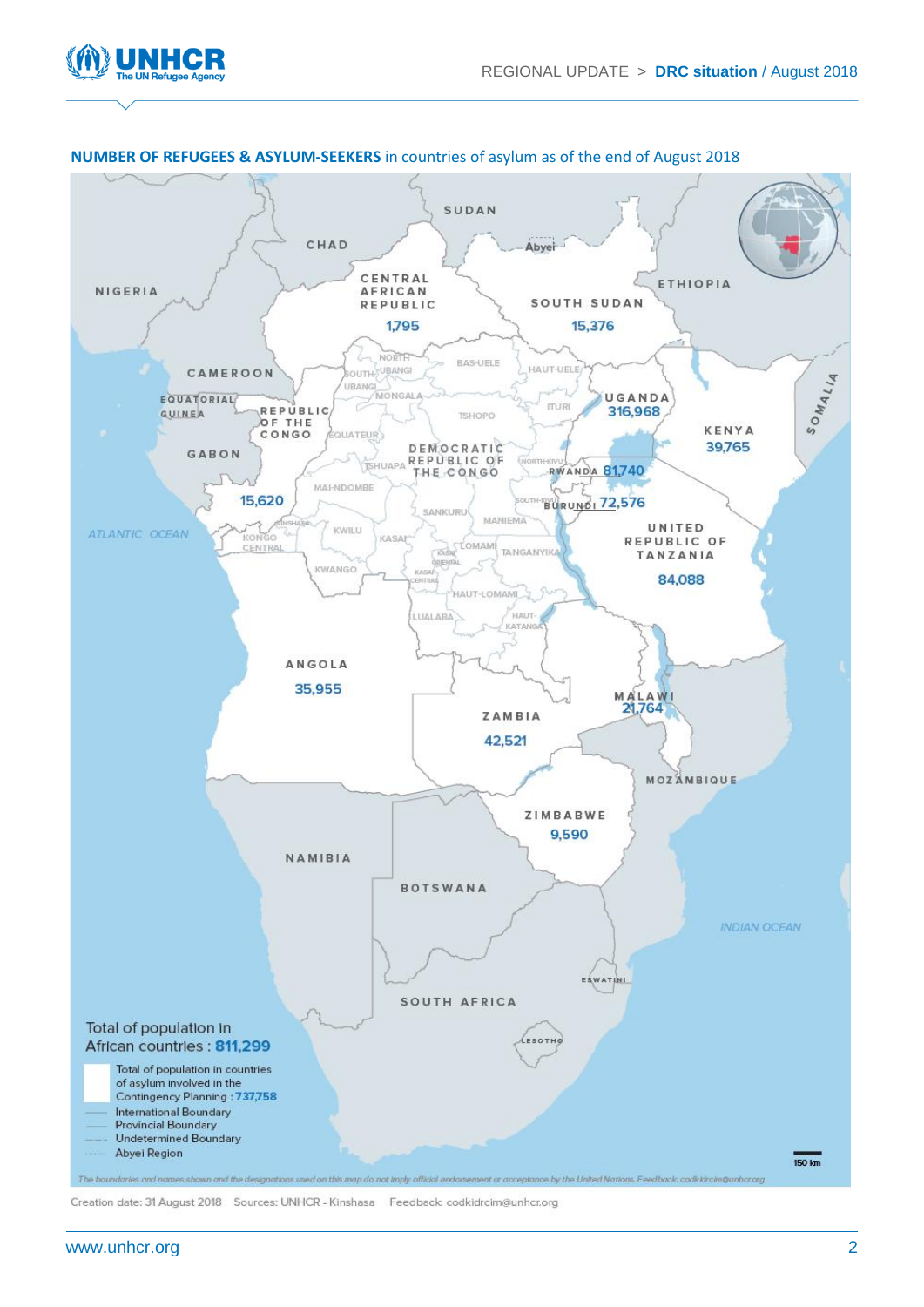**NUMBER OF REFUGEES & ASYLUM-SEEKERS** in countries of asylum as of the end of August 2018

| Country | Refugees & asylum-seekers |
| --- | --- |
| Central African Republic | 1,795 |
| South Sudan | 15,376 |
| Uganda | 316,968 |
| Kenya | 39,765 |
| Rwanda | 81,740 |
| Burundi | 72,576 |
| Republic of the Congo | 15,620 |
| United Republic of Tanzania | 84,088 |
| Angola | 35,955 |
| Malawi | 21,764 |
| Zambia | 42,521 |
| Zimbabwe | 9,590 |

Total of population in African countries : **811,299**

Total of population in countries of asylum involved in the Contingency Planning : **737,758**

International Boundary
Provincial Boundary
Undetermined Boundary
Abyei Region

150 km

*The boundaries and names shown and the designations used on this map do not imply official endorsement or acceptance by the United Nations. Feedback: codkidrcim@unhcr.org*

Creation date: 31 August 2018 Sources: UNHCR - Kinshasa Feedback: codkidrcim@unhcr.org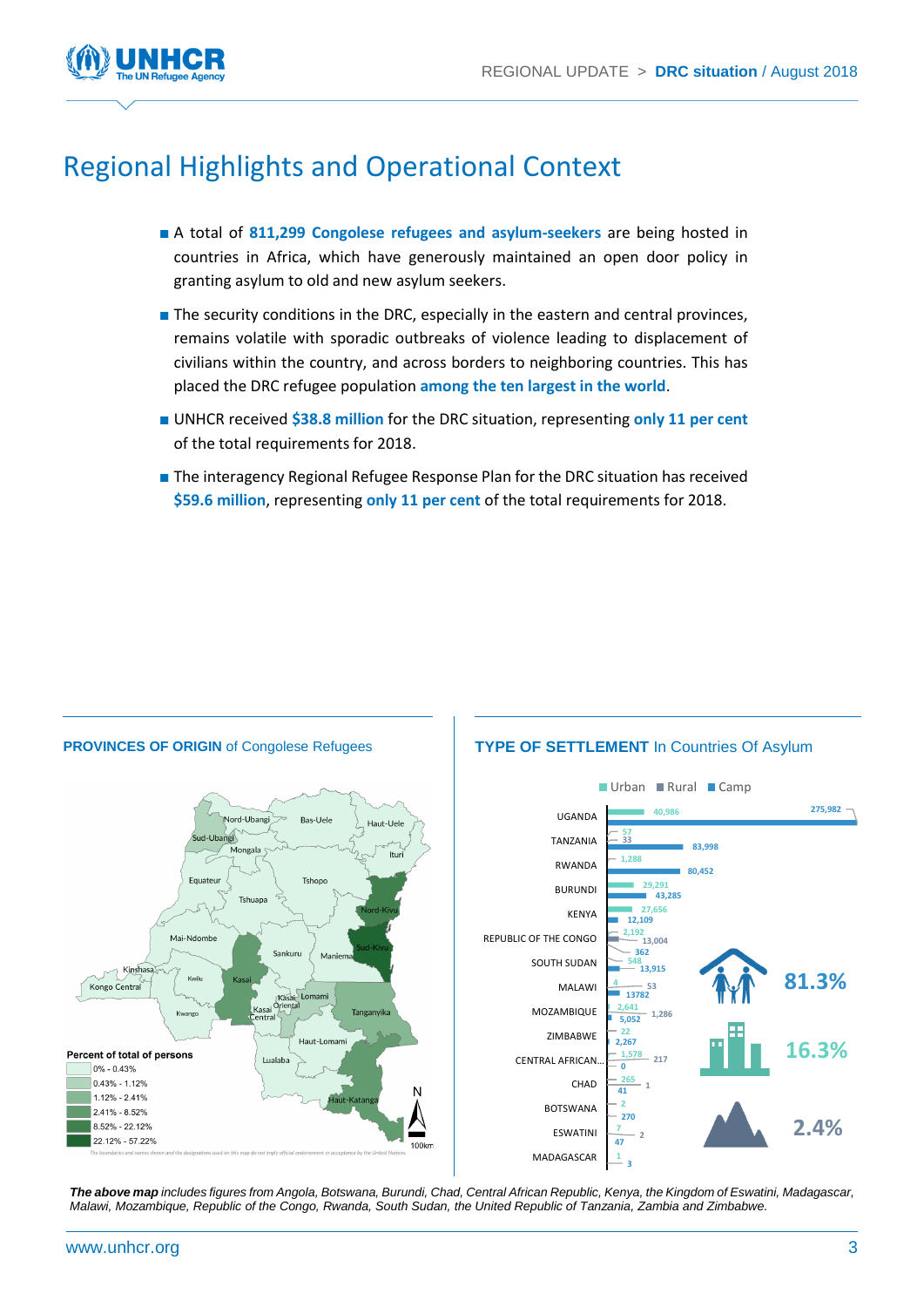# Regional Highlights and Operational Context

- A total of **811,299 Congolese refugees and asylum-seekers** are being hosted in countries in Africa, which have generously maintained an open door policy in granting asylum to old and new asylum seekers.
- The security conditions in the DRC, especially in the eastern and central provinces, remains volatile with sporadic outbreaks of violence leading to displacement of civilians within the country, and across borders to neighboring countries. This has placed the DRC refugee population **among the ten largest in the world**.
- UNHCR received **$38.8 million** for the DRC situation, representing **only 11 per cent** of the total requirements for 2018.
- The interagency Regional Refugee Response Plan for the DRC situation has received **$59.6 million**, representing **only 11 per cent** of the total requirements for 2018.

**PROVINCES OF ORIGIN** of Congolese Refugees

Percent of total of persons
- 0% - 0.43%
- 0.43% - 1.12%
- 1.12% - 2.41%
- 2.41% - 8.52%
- 8.52% - 22.12%
- 22.12% - 57.22%

*The boundaries and names shown and the designations used on this map do not imply official endorsement or acceptance by the United Nations.*

**TYPE OF SETTLEMENT** In Countries Of Asylum

| Country | Urban | Rural | Camp |
|---|---|---|---|
| UGANDA | 40,986 | | 275,982 |
| TANZANIA | 57 | 33 | 83,998 |
| RWANDA | 1,288 | | 80,452 |
| BURUNDI | 29,291 | | 43,285 |
| KENYA | 27,656 | | 12,109 |
| REPUBLIC OF THE CONGO | 2,192 | 13,004 | 362 |
| SOUTH SUDAN | 548 | | 13,915 |
| MALAWI | 4 | 53 | 13782 |
| MOZAMBIQUE | 2,641 | 1,286 | 5,052 |
| ZIMBABWE | 22 | | 2,267 |
| CENTRAL AFRICAN... | 1,578 | 217 | 0 |
| CHAD | 265 | 1 | 41 |
| BOTSWANA | 2 | | 270 |
| ESWATINI | 7 | 2 | 47 |
| MADAGASCAR | 1 | | 3 |

81.3%

16.3%

2.4%

***The above map** includes figures from Angola, Botswana, Burundi, Chad, Central African Republic, Kenya, the Kingdom of Eswatini, Madagascar, Malawi, Mozambique, Republic of the Congo, Rwanda, South Sudan, the United Republic of Tanzania, Zambia and Zimbabwe.*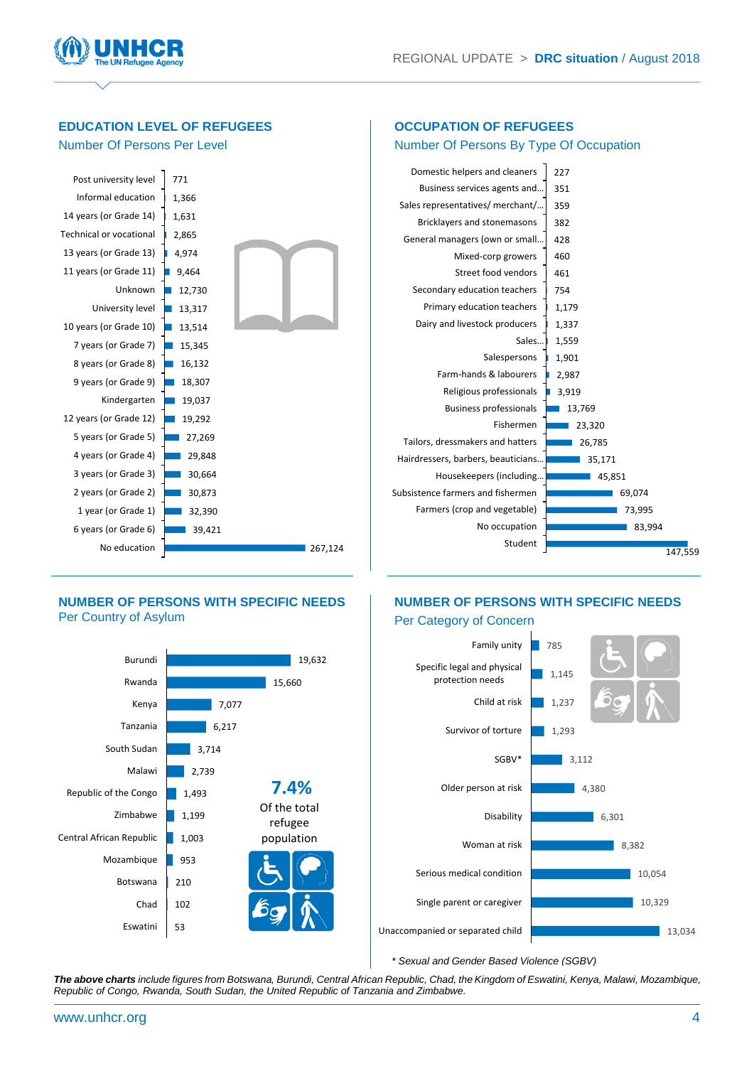## EDUCATION LEVEL OF REFUGEES

Number Of Persons Per Level

| Level | Number |
|---|---|
| Post university level | 771 |
| Informal education | 1,366 |
| 14 years (or Grade 14) | 1,631 |
| Technical or vocational | 2,865 |
| 13 years (or Grade 13) | 4,974 |
| 11 years (or Grade 11) | 9,464 |
| Unknown | 12,730 |
| University level | 13,317 |
| 10 years (or Grade 10) | 13,514 |
| 7 years (or Grade 7) | 15,345 |
| 8 years (or Grade 8) | 16,132 |
| 9 years (or Grade 9) | 18,307 |
| Kindergarten | 19,037 |
| 12 years (or Grade 12) | 19,292 |
| 5 years (or Grade 5) | 27,269 |
| 4 years (or Grade 4) | 29,848 |
| 3 years (or Grade 3) | 30,664 |
| 2 years (or Grade 2) | 30,873 |
| 1 year (or Grade 1) | 32,390 |
| 6 years (or Grade 6) | 39,421 |
| No education | 267,124 |

## OCCUPATION OF REFUGEES

Number Of Persons By Type Of Occupation

| Occupation | Number |
|---|---|
| Domestic helpers and cleaners | 227 |
| Business services agents and... | 351 |
| Sales representatives/ merchant/... | 359 |
| Bricklayers and stonemasons | 382 |
| General managers (own or small... | 428 |
| Mixed-corp growers | 460 |
| Street food vendors | 461 |
| Secondary education teachers | 754 |
| Primary education teachers | 1,179 |
| Dairy and livestock producers | 1,337 |
| Sales... | 1,559 |
| Salespersons | 1,901 |
| Farm-hands & labourers | 2,987 |
| Religious professionals | 3,919 |
| Business professionals | 13,769 |
| Fishermen | 23,320 |
| Tailors, dressmakers and hatters | 26,785 |
| Hairdressers, barbers, beauticians... | 35,171 |
| Housekeepers (including... | 45,851 |
| Subsistence farmers and fishermen | 69,074 |
| Farmers (crop and vegetable) | 73,995 |
| No occupation | 83,994 |
| Student | 147,559 |

## NUMBER OF PERSONS WITH SPECIFIC NEEDS

Per Country of Asylum

| Country | Number |
|---|---|
| Burundi | 19,632 |
| Rwanda | 15,660 |
| Kenya | 7,077 |
| Tanzania | 6,217 |
| South Sudan | 3,714 |
| Malawi | 2,739 |
| Republic of the Congo | 1,493 |
| Zimbabwe | 1,199 |
| Central African Republic | 1,003 |
| Mozambique | 953 |
| Botswana | 210 |
| Chad | 102 |
| Eswatini | 53 |

**7.4%** Of the total refugee population

## NUMBER OF PERSONS WITH SPECIFIC NEEDS

Per Category of Concern

| Category | Number |
|---|---|
| Family unity | 785 |
| Specific legal and physical protection needs | 1,145 |
| Child at risk | 1,237 |
| Survivor of torture | 1,293 |
| SGBV* | 3,112 |
| Older person at risk | 4,380 |
| Disability | 6,301 |
| Woman at risk | 8,382 |
| Serious medical condition | 10,054 |
| Single parent or caregiver | 10,329 |
| Unaccompanied or separated child | 13,034 |

*\* Sexual and Gender Based Violence (SGBV)*

***The above charts** include figures from Botswana, Burundi, Central African Republic, Chad, the Kingdom of Eswatini, Kenya, Malawi, Mozambique, Republic of Congo, Rwanda, South Sudan, the United Republic of Tanzania and Zimbabwe.*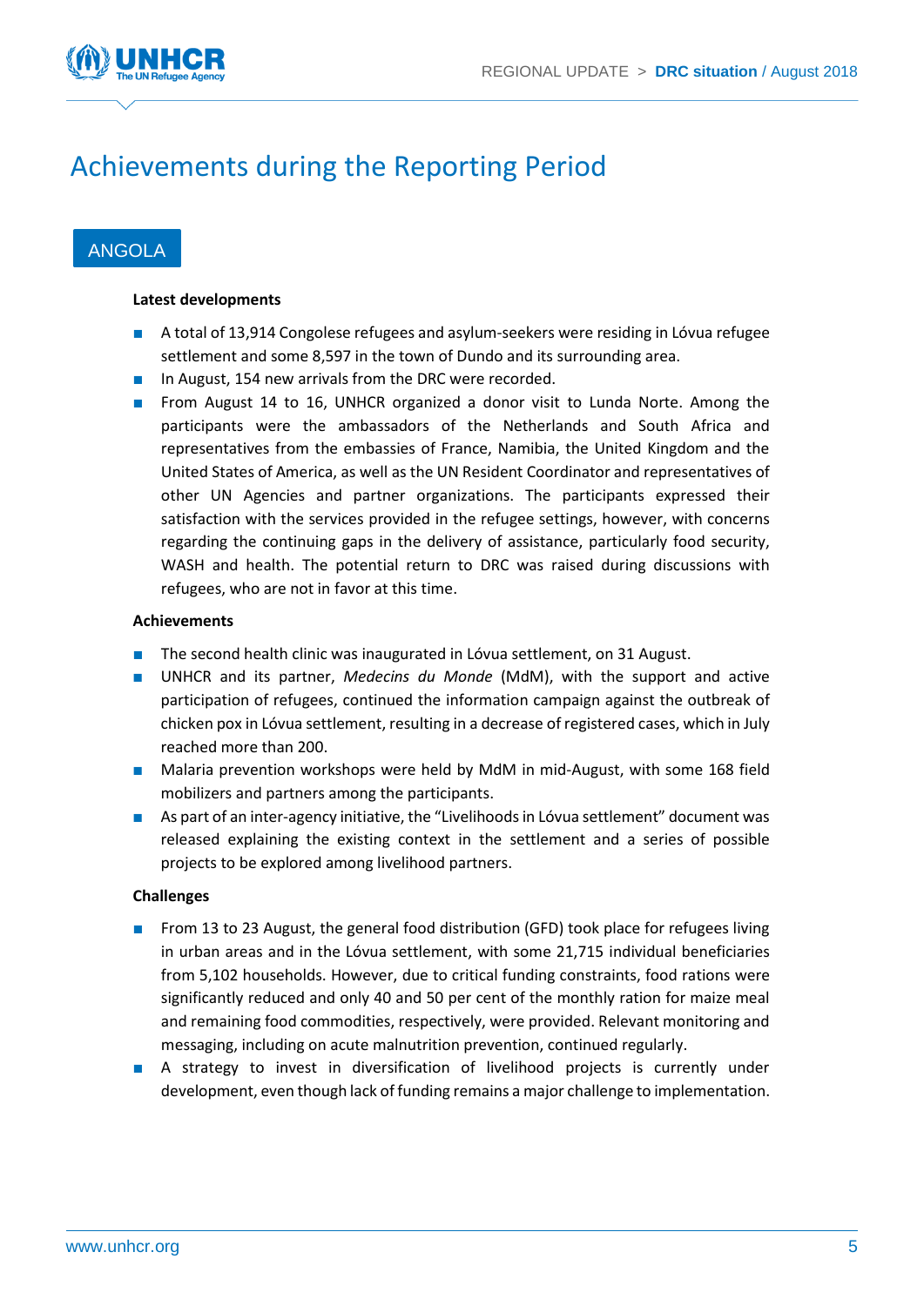# Achievements during the Reporting Period

## ANGOLA

**Latest developments**

- A total of 13,914 Congolese refugees and asylum-seekers were residing in Lóvua refugee settlement and some 8,597 in the town of Dundo and its surrounding area.
- In August, 154 new arrivals from the DRC were recorded.
- From August 14 to 16, UNHCR organized a donor visit to Lunda Norte. Among the participants were the ambassadors of the Netherlands and South Africa and representatives from the embassies of France, Namibia, the United Kingdom and the United States of America, as well as the UN Resident Coordinator and representatives of other UN Agencies and partner organizations. The participants expressed their satisfaction with the services provided in the refugee settings, however, with concerns regarding the continuing gaps in the delivery of assistance, particularly food security, WASH and health. The potential return to DRC was raised during discussions with refugees, who are not in favor at this time.

**Achievements**

- The second health clinic was inaugurated in Lóvua settlement, on 31 August.
- UNHCR and its partner, *Medecins du Monde* (MdM), with the support and active participation of refugees, continued the information campaign against the outbreak of chicken pox in Lóvua settlement, resulting in a decrease of registered cases, which in July reached more than 200.
- Malaria prevention workshops were held by MdM in mid-August, with some 168 field mobilizers and partners among the participants.
- As part of an inter-agency initiative, the "Livelihoods in Lóvua settlement" document was released explaining the existing context in the settlement and a series of possible projects to be explored among livelihood partners.

**Challenges**

- From 13 to 23 August, the general food distribution (GFD) took place for refugees living in urban areas and in the Lóvua settlement, with some 21,715 individual beneficiaries from 5,102 households. However, due to critical funding constraints, food rations were significantly reduced and only 40 and 50 per cent of the monthly ration for maize meal and remaining food commodities, respectively, were provided. Relevant monitoring and messaging, including on acute malnutrition prevention, continued regularly.
- A strategy to invest in diversification of livelihood projects is currently under development, even though lack of funding remains a major challenge to implementation.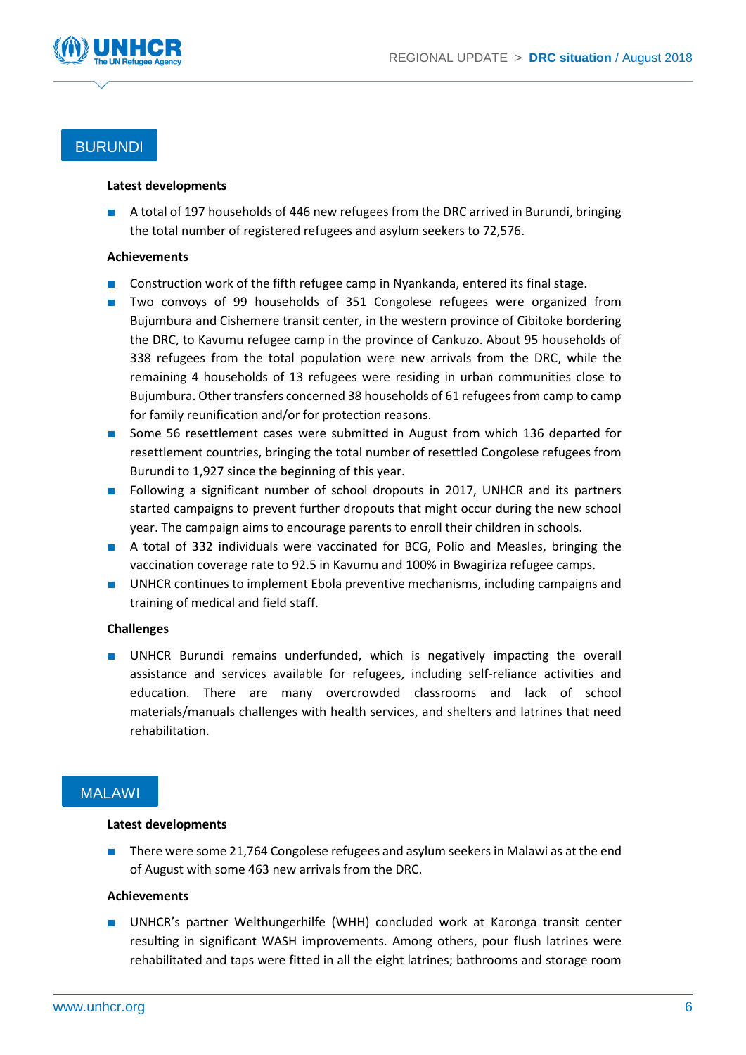## BURUNDI

**Latest developments**

- A total of 197 households of 446 new refugees from the DRC arrived in Burundi, bringing the total number of registered refugees and asylum seekers to 72,576.

**Achievements**

- Construction work of the fifth refugee camp in Nyankanda, entered its final stage.
- Two convoys of 99 households of 351 Congolese refugees were organized from Bujumbura and Cishemere transit center, in the western province of Cibitoke bordering the DRC, to Kavumu refugee camp in the province of Cankuzo. About 95 households of 338 refugees from the total population were new arrivals from the DRC, while the remaining 4 households of 13 refugees were residing in urban communities close to Bujumbura. Other transfers concerned 38 households of 61 refugees from camp to camp for family reunification and/or for protection reasons.
- Some 56 resettlement cases were submitted in August from which 136 departed for resettlement countries, bringing the total number of resettled Congolese refugees from Burundi to 1,927 since the beginning of this year.
- Following a significant number of school dropouts in 2017, UNHCR and its partners started campaigns to prevent further dropouts that might occur during the new school year. The campaign aims to encourage parents to enroll their children in schools.
- A total of 332 individuals were vaccinated for BCG, Polio and Measles, bringing the vaccination coverage rate to 92.5 in Kavumu and 100% in Bwagiriza refugee camps.
- UNHCR continues to implement Ebola preventive mechanisms, including campaigns and training of medical and field staff.

**Challenges**

- UNHCR Burundi remains underfunded, which is negatively impacting the overall assistance and services available for refugees, including self-reliance activities and education. There are many overcrowded classrooms and lack of school materials/manuals challenges with health services, and shelters and latrines that need rehabilitation.

## MALAWI

**Latest developments**

- There were some 21,764 Congolese refugees and asylum seekers in Malawi as at the end of August with some 463 new arrivals from the DRC.

**Achievements**

- UNHCR's partner Welthungerhilfe (WHH) concluded work at Karonga transit center resulting in significant WASH improvements. Among others, pour flush latrines were rehabilitated and taps were fitted in all the eight latrines; bathrooms and storage room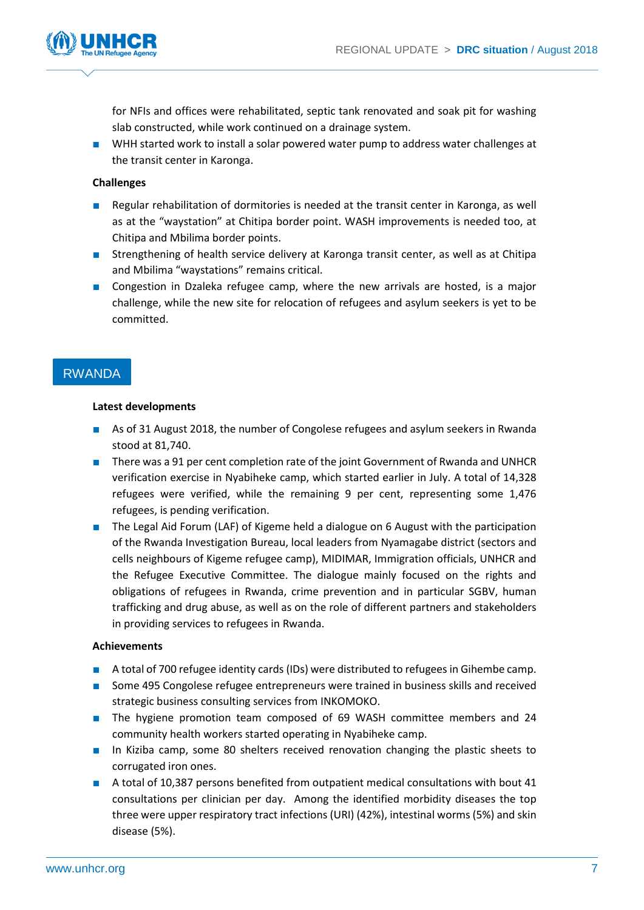for NFIs and offices were rehabilitated, septic tank renovated and soak pit for washing slab constructed, while work continued on a drainage system.

- WHH started work to install a solar powered water pump to address water challenges at the transit center in Karonga.

**Challenges**

- Regular rehabilitation of dormitories is needed at the transit center in Karonga, as well as at the "waystation" at Chitipa border point. WASH improvements is needed too, at Chitipa and Mbilima border points.
- Strengthening of health service delivery at Karonga transit center, as well as at Chitipa and Mbilima "waystations" remains critical.
- Congestion in Dzaleka refugee camp, where the new arrivals are hosted, is a major challenge, while the new site for relocation of refugees and asylum seekers is yet to be committed.

## RWANDA

**Latest developments**

- As of 31 August 2018, the number of Congolese refugees and asylum seekers in Rwanda stood at 81,740.
- There was a 91 per cent completion rate of the joint Government of Rwanda and UNHCR verification exercise in Nyabiheke camp, which started earlier in July. A total of 14,328 refugees were verified, while the remaining 9 per cent, representing some 1,476 refugees, is pending verification.
- The Legal Aid Forum (LAF) of Kigeme held a dialogue on 6 August with the participation of the Rwanda Investigation Bureau, local leaders from Nyamagabe district (sectors and cells neighbours of Kigeme refugee camp), MIDIMAR, Immigration officials, UNHCR and the Refugee Executive Committee. The dialogue mainly focused on the rights and obligations of refugees in Rwanda, crime prevention and in particular SGBV, human trafficking and drug abuse, as well as on the role of different partners and stakeholders in providing services to refugees in Rwanda.

**Achievements**

- A total of 700 refugee identity cards (IDs) were distributed to refugees in Gihembe camp.
- Some 495 Congolese refugee entrepreneurs were trained in business skills and received strategic business consulting services from INKOMOKO.
- The hygiene promotion team composed of 69 WASH committee members and 24 community health workers started operating in Nyabiheke camp.
- In Kiziba camp, some 80 shelters received renovation changing the plastic sheets to corrugated iron ones.
- A total of 10,387 persons benefited from outpatient medical consultations with bout 41 consultations per clinician per day. Among the identified morbidity diseases the top three were upper respiratory tract infections (URI) (42%), intestinal worms (5%) and skin disease (5%).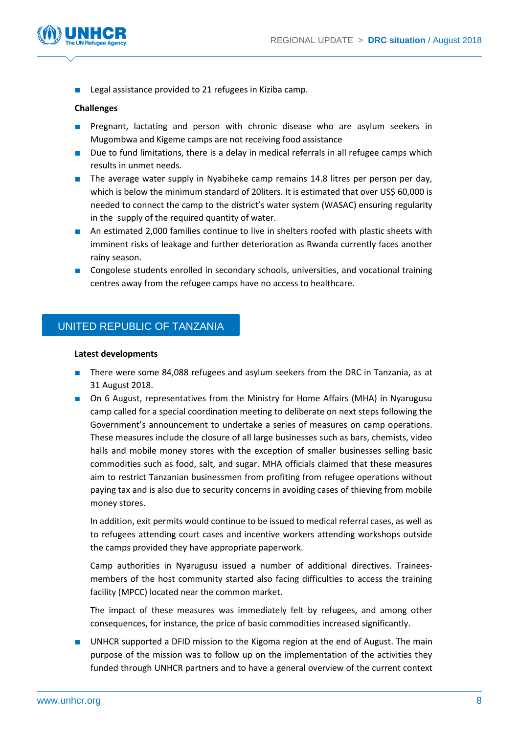- Legal assistance provided to 21 refugees in Kiziba camp.

**Challenges**

- Pregnant, lactating and person with chronic disease who are asylum seekers in Mugombwa and Kigeme camps are not receiving food assistance
- Due to fund limitations, there is a delay in medical referrals in all refugee camps which results in unmet needs.
- The average water supply in Nyabiheke camp remains 14.8 litres per person per day, which is below the minimum standard of 20liters. It is estimated that over US$ 60,000 is needed to connect the camp to the district's water system (WASAC) ensuring regularity in the supply of the required quantity of water.
- An estimated 2,000 families continue to live in shelters roofed with plastic sheets with imminent risks of leakage and further deterioration as Rwanda currently faces another rainy season.
- Congolese students enrolled in secondary schools, universities, and vocational training centres away from the refugee camps have no access to healthcare.

## UNITED REPUBLIC OF TANZANIA

**Latest developments**

- There were some 84,088 refugees and asylum seekers from the DRC in Tanzania, as at 31 August 2018.
- On 6 August, representatives from the Ministry for Home Affairs (MHA) in Nyarugusu camp called for a special coordination meeting to deliberate on next steps following the Government's announcement to undertake a series of measures on camp operations. These measures include the closure of all large businesses such as bars, chemists, video halls and mobile money stores with the exception of smaller businesses selling basic commodities such as food, salt, and sugar. MHA officials claimed that these measures aim to restrict Tanzanian businessmen from profiting from refugee operations without paying tax and is also due to security concerns in avoiding cases of thieving from mobile money stores.

  In addition, exit permits would continue to be issued to medical referral cases, as well as to refugees attending court cases and incentive workers attending workshops outside the camps provided they have appropriate paperwork.

  Camp authorities in Nyarugusu issued a number of additional directives. Trainees-members of the host community started also facing difficulties to access the training facility (MPCC) located near the common market.

  The impact of these measures was immediately felt by refugees, and among other consequences, for instance, the price of basic commodities increased significantly.

- UNHCR supported a DFID mission to the Kigoma region at the end of August. The main purpose of the mission was to follow up on the implementation of the activities they funded through UNHCR partners and to have a general overview of the current context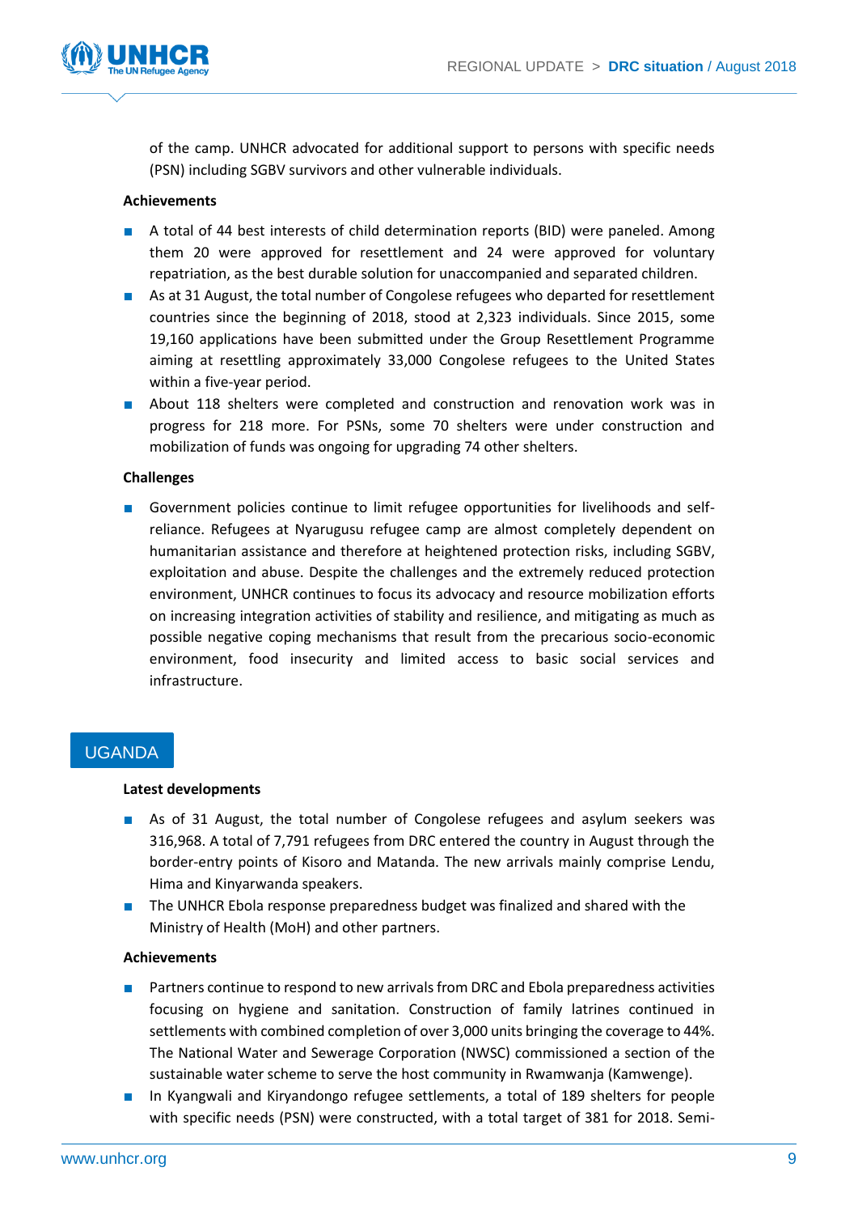of the camp. UNHCR advocated for additional support to persons with specific needs (PSN) including SGBV survivors and other vulnerable individuals.

**Achievements**

- A total of 44 best interests of child determination reports (BID) were paneled. Among them 20 were approved for resettlement and 24 were approved for voluntary repatriation, as the best durable solution for unaccompanied and separated children.
- As at 31 August, the total number of Congolese refugees who departed for resettlement countries since the beginning of 2018, stood at 2,323 individuals. Since 2015, some 19,160 applications have been submitted under the Group Resettlement Programme aiming at resettling approximately 33,000 Congolese refugees to the United States within a five-year period.
- About 118 shelters were completed and construction and renovation work was in progress for 218 more. For PSNs, some 70 shelters were under construction and mobilization of funds was ongoing for upgrading 74 other shelters.

**Challenges**

- Government policies continue to limit refugee opportunities for livelihoods and self-reliance. Refugees at Nyarugusu refugee camp are almost completely dependent on humanitarian assistance and therefore at heightened protection risks, including SGBV, exploitation and abuse. Despite the challenges and the extremely reduced protection environment, UNHCR continues to focus its advocacy and resource mobilization efforts on increasing integration activities of stability and resilience, and mitigating as much as possible negative coping mechanisms that result from the precarious socio-economic environment, food insecurity and limited access to basic social services and infrastructure.

## UGANDA

**Latest developments**

- As of 31 August, the total number of Congolese refugees and asylum seekers was 316,968. A total of 7,791 refugees from DRC entered the country in August through the border-entry points of Kisoro and Matanda. The new arrivals mainly comprise Lendu, Hima and Kinyarwanda speakers.
- The UNHCR Ebola response preparedness budget was finalized and shared with the Ministry of Health (MoH) and other partners.

**Achievements**

- Partners continue to respond to new arrivals from DRC and Ebola preparedness activities focusing on hygiene and sanitation. Construction of family latrines continued in settlements with combined completion of over 3,000 units bringing the coverage to 44%. The National Water and Sewerage Corporation (NWSC) commissioned a section of the sustainable water scheme to serve the host community in Rwamwanja (Kamwenge).
- In Kyangwali and Kiryandongo refugee settlements, a total of 189 shelters for people with specific needs (PSN) were constructed, with a total target of 381 for 2018. Semi-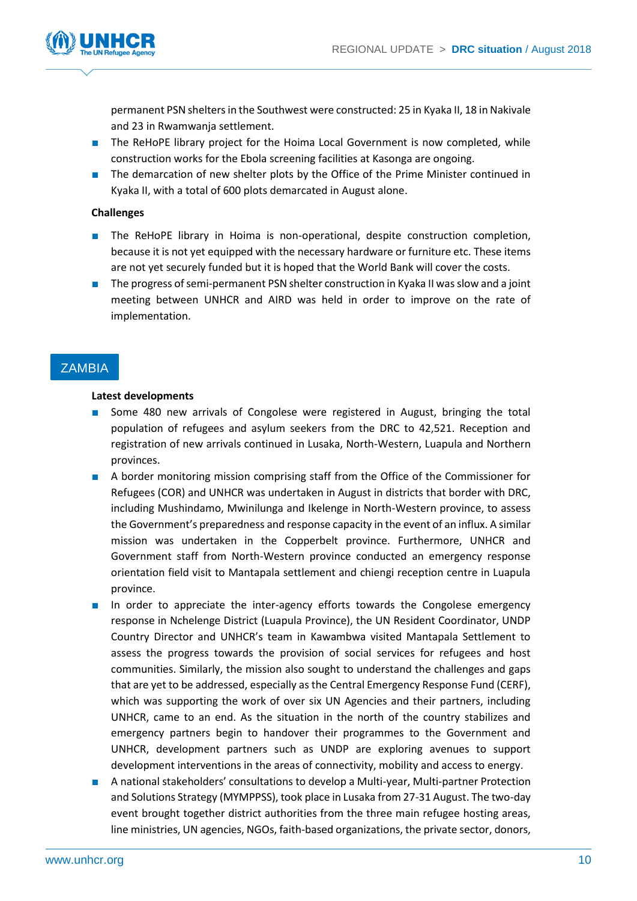permanent PSN shelters in the Southwest were constructed: 25 in Kyaka II, 18 in Nakivale and 23 in Rwamwanja settlement.

- The ReHoPE library project for the Hoima Local Government is now completed, while construction works for the Ebola screening facilities at Kasonga are ongoing.
- The demarcation of new shelter plots by the Office of the Prime Minister continued in Kyaka II, with a total of 600 plots demarcated in August alone.

**Challenges**

- The ReHoPE library in Hoima is non-operational, despite construction completion, because it is not yet equipped with the necessary hardware or furniture etc. These items are not yet securely funded but it is hoped that the World Bank will cover the costs.
- The progress of semi-permanent PSN shelter construction in Kyaka II was slow and a joint meeting between UNHCR and AIRD was held in order to improve on the rate of implementation.

## ZAMBIA

**Latest developments**

- Some 480 new arrivals of Congolese were registered in August, bringing the total population of refugees and asylum seekers from the DRC to 42,521. Reception and registration of new arrivals continued in Lusaka, North-Western, Luapula and Northern provinces.
- A border monitoring mission comprising staff from the Office of the Commissioner for Refugees (COR) and UNHCR was undertaken in August in districts that border with DRC, including Mushindamo, Mwinilunga and Ikelenge in North-Western province, to assess the Government's preparedness and response capacity in the event of an influx. A similar mission was undertaken in the Copperbelt province. Furthermore, UNHCR and Government staff from North-Western province conducted an emergency response orientation field visit to Mantapala settlement and chiengi reception centre in Luapula province.
- In order to appreciate the inter-agency efforts towards the Congolese emergency response in Nchelenge District (Luapula Province), the UN Resident Coordinator, UNDP Country Director and UNHCR's team in Kawambwa visited Mantapala Settlement to assess the progress towards the provision of social services for refugees and host communities. Similarly, the mission also sought to understand the challenges and gaps that are yet to be addressed, especially as the Central Emergency Response Fund (CERF), which was supporting the work of over six UN Agencies and their partners, including UNHCR, came to an end. As the situation in the north of the country stabilizes and emergency partners begin to handover their programmes to the Government and UNHCR, development partners such as UNDP are exploring avenues to support development interventions in the areas of connectivity, mobility and access to energy.
- A national stakeholders' consultations to develop a Multi-year, Multi-partner Protection and Solutions Strategy (MYMPPSS), took place in Lusaka from 27-31 August. The two-day event brought together district authorities from the three main refugee hosting areas, line ministries, UN agencies, NGOs, faith-based organizations, the private sector, donors,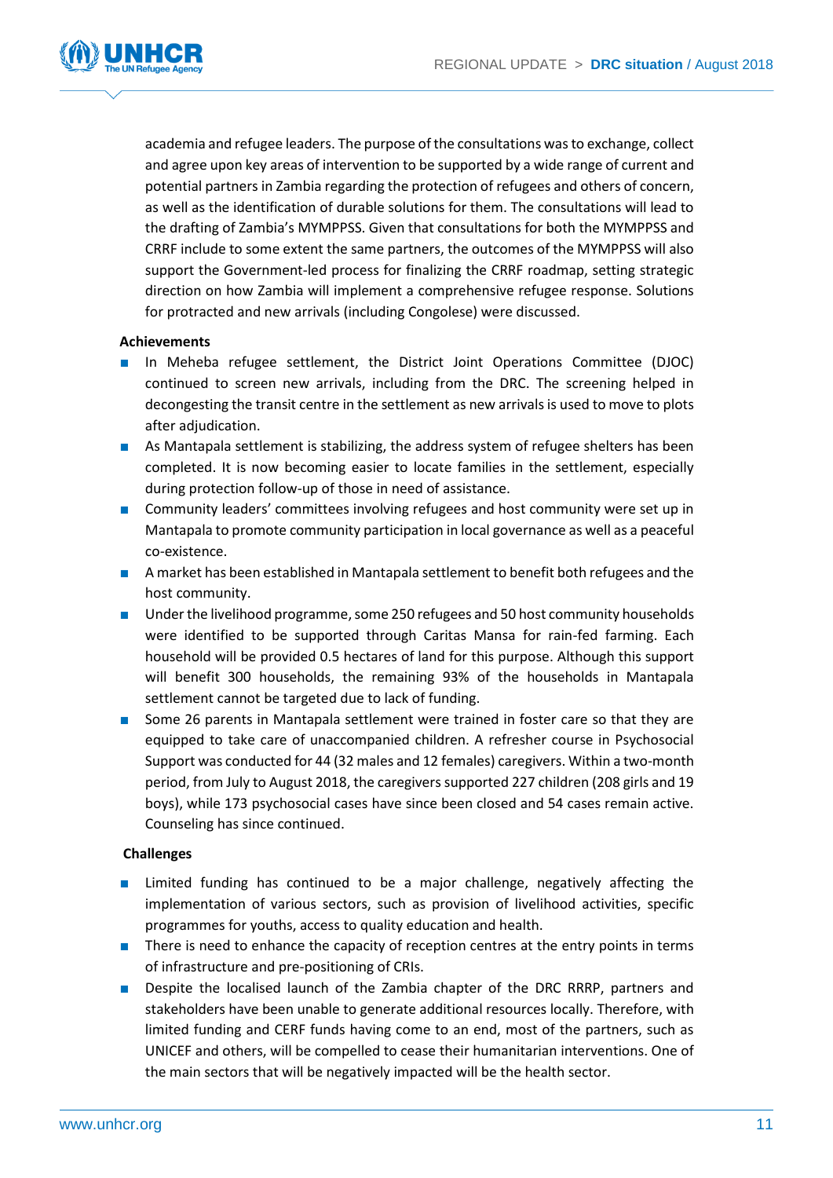academia and refugee leaders. The purpose of the consultations was to exchange, collect and agree upon key areas of intervention to be supported by a wide range of current and potential partners in Zambia regarding the protection of refugees and others of concern, as well as the identification of durable solutions for them. The consultations will lead to the drafting of Zambia's MYMPPSS. Given that consultations for both the MYMPPSS and CRRF include to some extent the same partners, the outcomes of the MYMPPSS will also support the Government-led process for finalizing the CRRF roadmap, setting strategic direction on how Zambia will implement a comprehensive refugee response. Solutions for protracted and new arrivals (including Congolese) were discussed.

**Achievements**

- In Meheba refugee settlement, the District Joint Operations Committee (DJOC) continued to screen new arrivals, including from the DRC. The screening helped in decongesting the transit centre in the settlement as new arrivals is used to move to plots after adjudication.
- As Mantapala settlement is stabilizing, the address system of refugee shelters has been completed. It is now becoming easier to locate families in the settlement, especially during protection follow-up of those in need of assistance.
- Community leaders' committees involving refugees and host community were set up in Mantapala to promote community participation in local governance as well as a peaceful co-existence.
- A market has been established in Mantapala settlement to benefit both refugees and the host community.
- Under the livelihood programme, some 250 refugees and 50 host community households were identified to be supported through Caritas Mansa for rain-fed farming. Each household will be provided 0.5 hectares of land for this purpose. Although this support will benefit 300 households, the remaining 93% of the households in Mantapala settlement cannot be targeted due to lack of funding.
- Some 26 parents in Mantapala settlement were trained in foster care so that they are equipped to take care of unaccompanied children. A refresher course in Psychosocial Support was conducted for 44 (32 males and 12 females) caregivers. Within a two-month period, from July to August 2018, the caregivers supported 227 children (208 girls and 19 boys), while 173 psychosocial cases have since been closed and 54 cases remain active. Counseling has since continued.

**Challenges**

- Limited funding has continued to be a major challenge, negatively affecting the implementation of various sectors, such as provision of livelihood activities, specific programmes for youths, access to quality education and health.
- There is need to enhance the capacity of reception centres at the entry points in terms of infrastructure and pre-positioning of CRIs.
- Despite the localised launch of the Zambia chapter of the DRC RRRP, partners and stakeholders have been unable to generate additional resources locally. Therefore, with limited funding and CERF funds having come to an end, most of the partners, such as UNICEF and others, will be compelled to cease their humanitarian interventions. One of the main sectors that will be negatively impacted will be the health sector.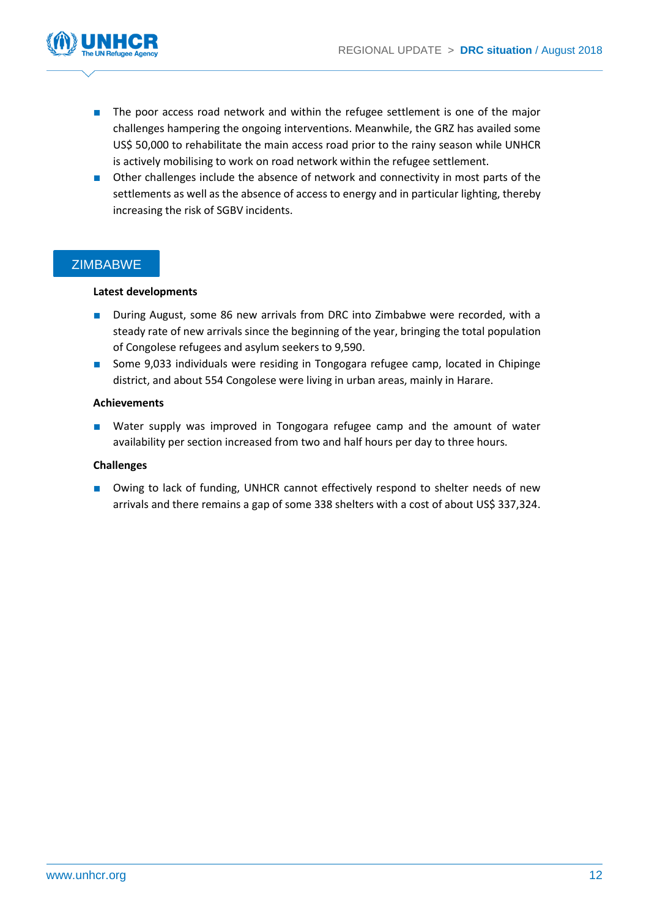- The poor access road network and within the refugee settlement is one of the major challenges hampering the ongoing interventions. Meanwhile, the GRZ has availed some US$ 50,000 to rehabilitate the main access road prior to the rainy season while UNHCR is actively mobilising to work on road network within the refugee settlement.
- Other challenges include the absence of network and connectivity in most parts of the settlements as well as the absence of access to energy and in particular lighting, thereby increasing the risk of SGBV incidents.

## ZIMBABWE

**Latest developments**

- During August, some 86 new arrivals from DRC into Zimbabwe were recorded, with a steady rate of new arrivals since the beginning of the year, bringing the total population of Congolese refugees and asylum seekers to 9,590.
- Some 9,033 individuals were residing in Tongogara refugee camp, located in Chipinge district, and about 554 Congolese were living in urban areas, mainly in Harare.

**Achievements**

- Water supply was improved in Tongogara refugee camp and the amount of water availability per section increased from two and half hours per day to three hours.

**Challenges**

- Owing to lack of funding, UNHCR cannot effectively respond to shelter needs of new arrivals and there remains a gap of some 338 shelters with a cost of about US$ 337,324.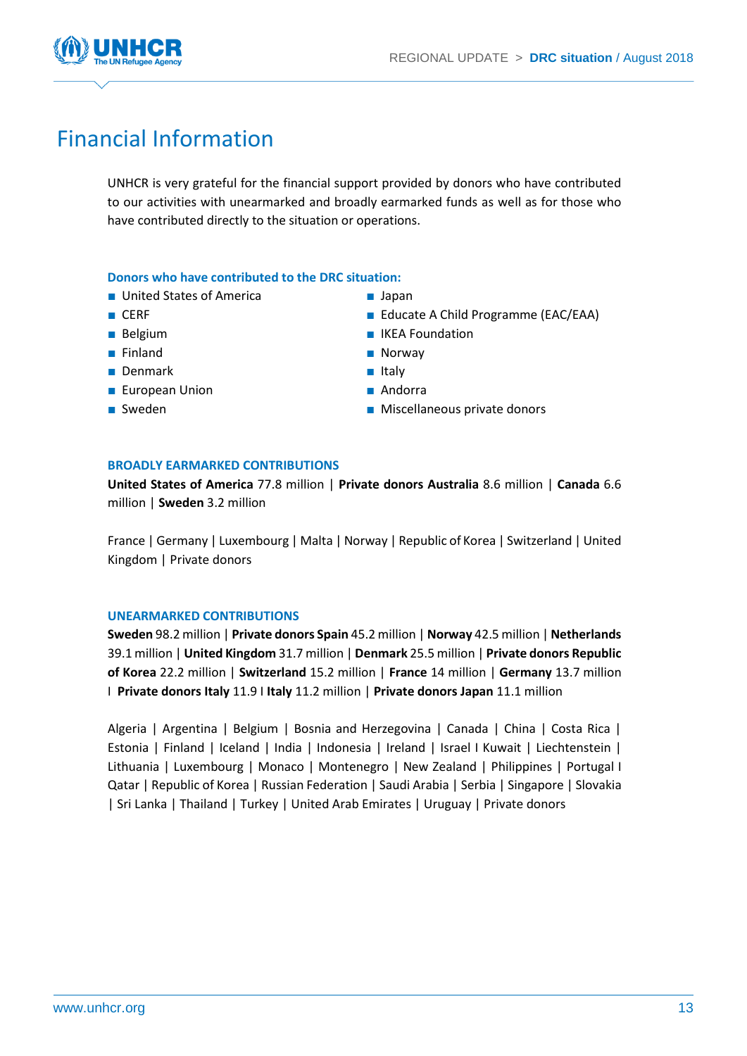# Financial Information

UNHCR is very grateful for the financial support provided by donors who have contributed to our activities with unearmarked and broadly earmarked funds as well as for those who have contributed directly to the situation or operations.

**Donors who have contributed to the DRC situation:**

- United States of America
- CERF
- Belgium
- Finland
- Denmark
- European Union
- Sweden
- Japan
- Educate A Child Programme (EAC/EAA)
- IKEA Foundation
- Norway
- Italy
- Andorra
- Miscellaneous private donors

**BROADLY EARMARKED CONTRIBUTIONS**

**United States of America** 77.8 million | **Private donors Australia** 8.6 million | **Canada** 6.6 million | **Sweden** 3.2 million

France | Germany | Luxembourg | Malta | Norway | Republic of Korea | Switzerland | United Kingdom | Private donors

**UNEARMARKED CONTRIBUTIONS**

**Sweden** 98.2 million | **Private donors Spain** 45.2 million | **Norway** 42.5 million | **Netherlands** 39.1 million | **United Kingdom** 31.7 million | **Denmark** 25.5 million | **Private donors Republic of Korea** 22.2 million | **Switzerland** 15.2 million | **France** 14 million | **Germany** 13.7 million I **Private donors Italy** 11.9 I **Italy** 11.2 million | **Private donors Japan** 11.1 million

Algeria | Argentina | Belgium | Bosnia and Herzegovina | Canada | China | Costa Rica | Estonia | Finland | Iceland | India | Indonesia | Ireland | Israel I Kuwait | Liechtenstein | Lithuania | Luxembourg | Monaco | Montenegro | New Zealand | Philippines | Portugal I Qatar | Republic of Korea | Russian Federation | Saudi Arabia | Serbia | Singapore | Slovakia | Sri Lanka | Thailand | Turkey | United Arab Emirates | Uruguay | Private donors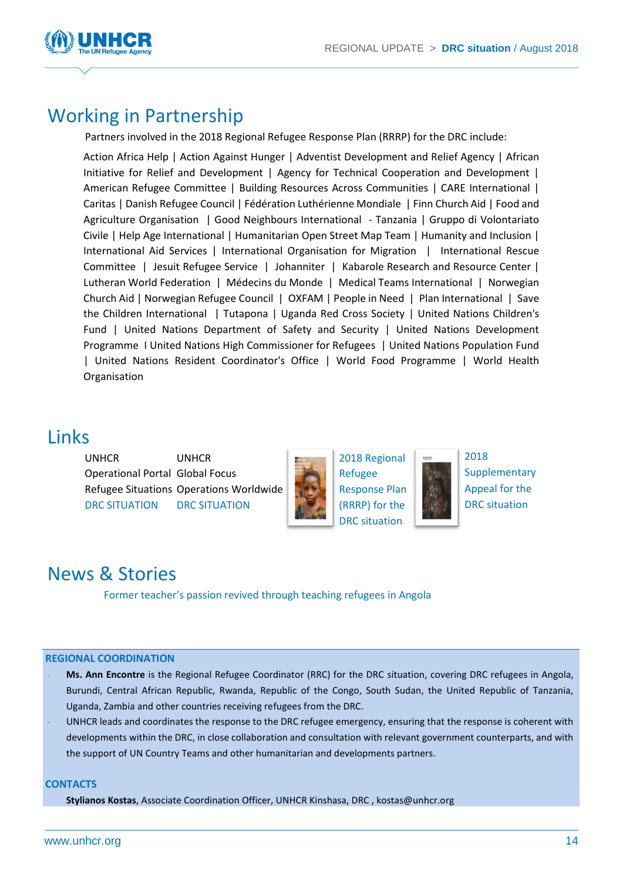## Working in Partnership

Partners involved in the 2018 Regional Refugee Response Plan (RRRP) for the DRC include:

Action Africa Help | Action Against Hunger | Adventist Development and Relief Agency | African Initiative for Relief and Development | Agency for Technical Cooperation and Development | American Refugee Committee | Building Resources Across Communities | CARE International | Caritas | Danish Refugee Council | Fédération Luthérienne Mondiale | Finn Church Aid | Food and Agriculture Organisation | Good Neighbours International - Tanzania | Gruppo di Volontariato Civile | Help Age International | Humanitarian Open Street Map Team | Humanity and Inclusion | International Aid Services | International Organisation for Migration | International Rescue Committee | Jesuit Refugee Service | Johanniter | Kabarole Research and Resource Center | Lutheran World Federation | Médecins du Monde | Medical Teams International | Norwegian Church Aid | Norwegian Refugee Council | OXFAM | People in Need | Plan International | Save the Children International | Tutapona | Uganda Red Cross Society | United Nations Children's Fund | United Nations Department of Safety and Security | United Nations Development Programme I United Nations High Commissioner for Refugees | United Nations Population Fund | United Nations Resident Coordinator's Office | World Food Programme | World Health Organisation

## Links

UNHCR Operational Portal Refugee Situations DRC SITUATION

UNHCR Global Focus Operations Worldwide DRC SITUATION

2018 Regional Refugee Response Plan (RRRP) for the DRC situation

2018 Supplementary Appeal for the DRC situation

## News & Stories

Former teacher's passion revived through teaching refugees in Angola

**REGIONAL COORDINATION**

- **Ms. Ann Encontre** is the Regional Refugee Coordinator (RRC) for the DRC situation, covering DRC refugees in Angola, Burundi, Central African Republic, Rwanda, Republic of the Congo, South Sudan, the United Republic of Tanzania, Uganda, Zambia and other countries receiving refugees from the DRC.
- UNHCR leads and coordinates the response to the DRC refugee emergency, ensuring that the response is coherent with developments within the DRC, in close collaboration and consultation with relevant government counterparts, and with the support of UN Country Teams and other humanitarian and developments partners.

**CONTACTS**

**Stylianos Kostas**, Associate Coordination Officer, UNHCR Kinshasa, DRC , kostas@unhcr.org